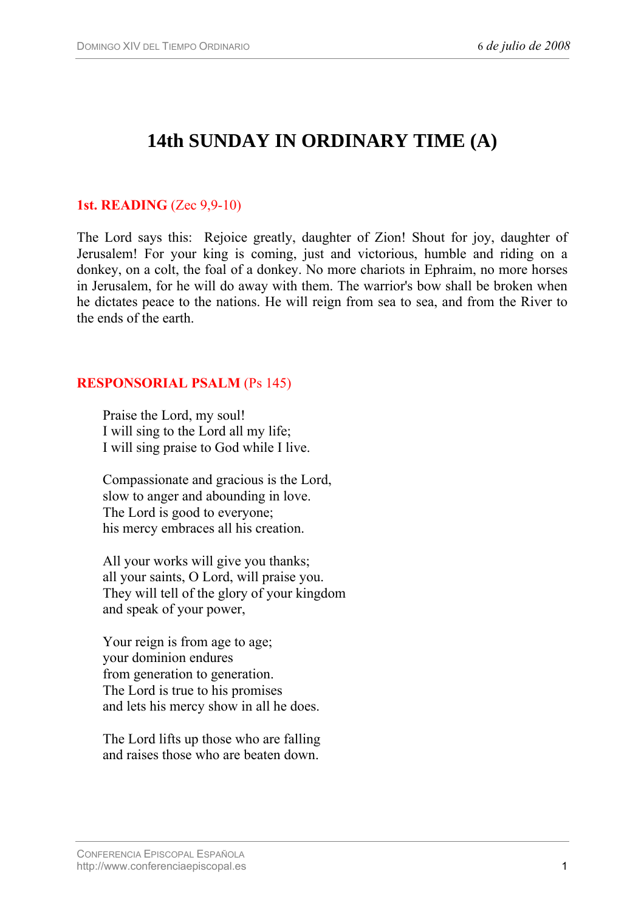# 14th SUNDAY IN ORDINARY TIME (A)

**1st. READING** (Zec 9,9-10)

The Lord says this: Rejoice greatly, daughter of Zion! Shout for joy, daughter of Jerusalem! For your king is coming, just and victorious, humble and riding on a donkey, on a colt, the foal of a donkey. No more chariots in Ephraim, no more horses in Jerusalem, for he will do away with them. The warrior's bow shall be broken when he dictates peace to the nations. He will reign from sea to sea, and from the River to the ends of the earth.

**RESPONSORIAL PSALM** (Ps 145)

Praise the Lord, my soul!
I will sing to the Lord all my life;
I will sing praise to God while I live.

Compassionate and gracious is the Lord,
slow to anger and abounding in love.
The Lord is good to everyone;
his mercy embraces all his creation.

All your works will give you thanks;
all your saints, O Lord, will praise you.
They will tell of the glory of your kingdom
and speak of your power,

Your reign is from age to age;
your dominion endures
from generation to generation.
The Lord is true to his promises
and lets his mercy show in all he does.

The Lord lifts up those who are falling
and raises those who are beaten down.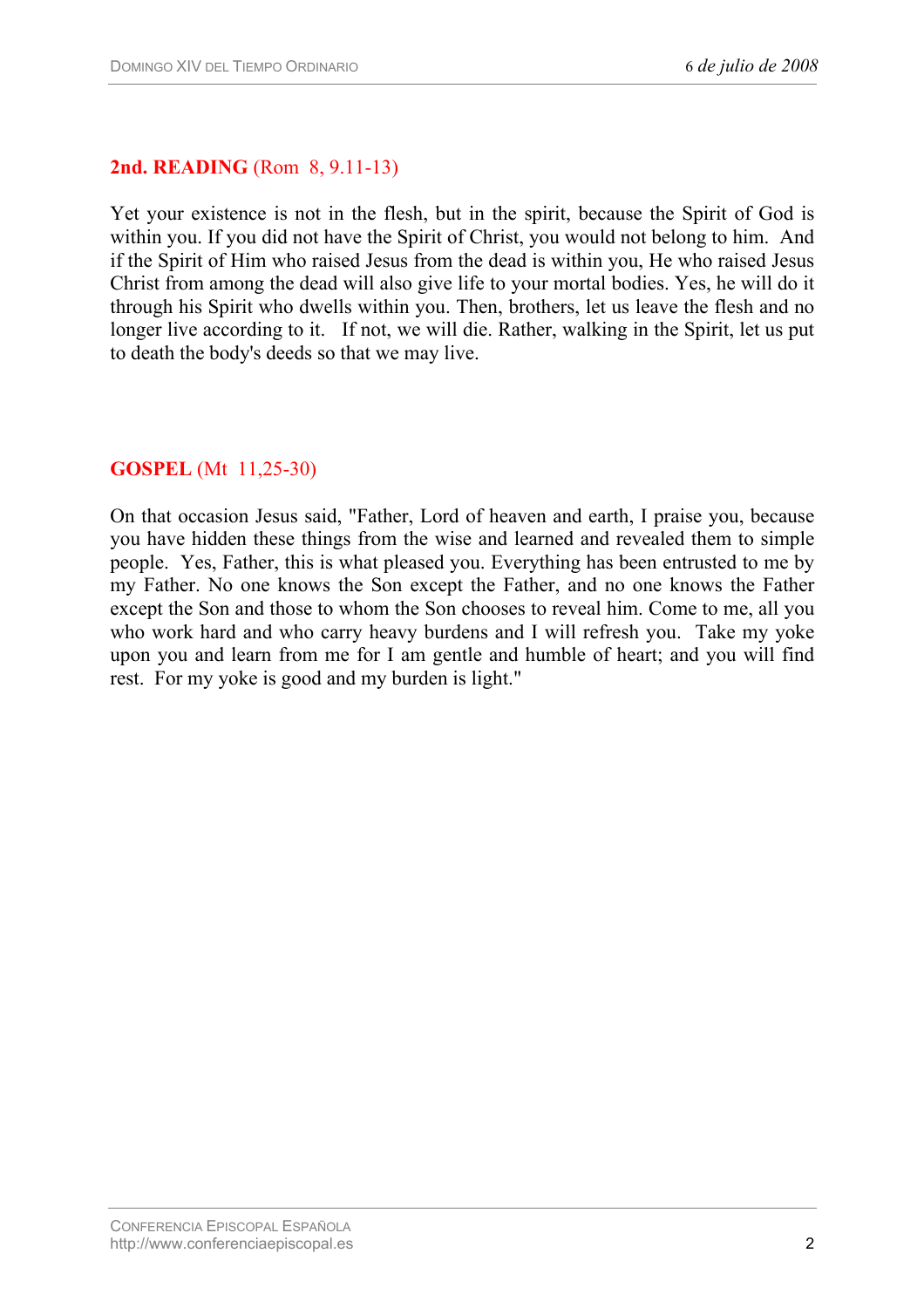## **2nd. READING** (Rom 8, 9.11-13)

Yet your existence is not in the flesh, but in the spirit, because the Spirit of God is within you. If you did not have the Spirit of Christ, you would not belong to him. And if the Spirit of Him who raised Jesus from the dead is within you, He who raised Jesus Christ from among the dead will also give life to your mortal bodies. Yes, he will do it through his Spirit who dwells within you. Then, brothers, let us leave the flesh and no longer live according to it. If not, we will die. Rather, walking in the Spirit, let us put to death the body's deeds so that we may live.

## **GOSPEL** (Mt 11,25-30)

On that occasion Jesus said, "Father, Lord of heaven and earth, I praise you, because you have hidden these things from the wise and learned and revealed them to simple people. Yes, Father, this is what pleased you. Everything has been entrusted to me by my Father. No one knows the Son except the Father, and no one knows the Father except the Son and those to whom the Son chooses to reveal him. Come to me, all you who work hard and who carry heavy burdens and I will refresh you. Take my yoke upon you and learn from me for I am gentle and humble of heart; and you will find rest. For my yoke is good and my burden is light."